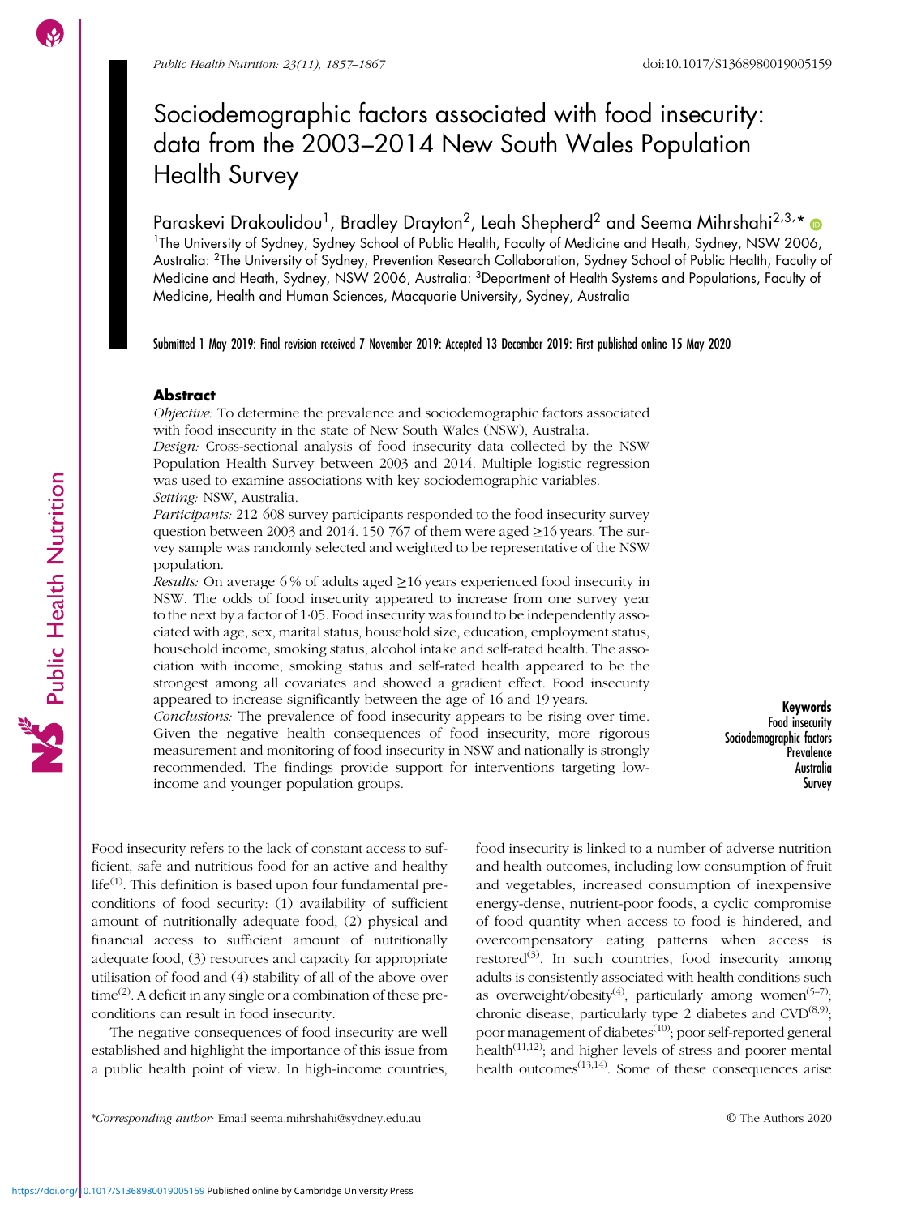# Sociodemographic factors associated with food insecurity: data from the 2003–2014 New South Wales Population Health Survey

Paraskevi Drakoulidou[1], Bradley Drayton[2], Leah Shepherd[2] and Seema Mihrshahi[2,3,*]

[1]The University of Sydney, Sydney School of Public Health, Faculty of Medicine and Heath, Sydney, NSW 2006, Australia: [2]The University of Sydney, Prevention Research Collaboration, Sydney School of Public Health, Faculty of Medicine and Heath, Sydney, NSW 2006, Australia: [3]Department of Health Systems and Populations, Faculty of Medicine, Health and Human Sciences, Macquarie University, Sydney, Australia

Submitted 1 May 2019: Final revision received 7 November 2019: Accepted 13 December 2019: First published online 15 May 2020

## Abstract

*Objective:* To determine the prevalence and sociodemographic factors associated with food insecurity in the state of New South Wales (NSW), Australia.

*Design:* Cross-sectional analysis of food insecurity data collected by the NSW Population Health Survey between 2003 and 2014. Multiple logistic regression was used to examine associations with key sociodemographic variables.

*Setting:* NSW, Australia.

*Participants:* 212 608 survey participants responded to the food insecurity survey question between 2003 and 2014. 150 767 of them were aged ≥16 years. The survey sample was randomly selected and weighted to be representative of the NSW population.

*Results:* On average 6 % of adults aged ≥16 years experienced food insecurity in NSW. The odds of food insecurity appeared to increase from one survey year to the next by a factor of 1·05. Food insecurity was found to be independently associated with age, sex, marital status, household size, education, employment status, household income, smoking status, alcohol intake and self-rated health. The association with income, smoking status and self-rated health appeared to be the strongest among all covariates and showed a gradient effect. Food insecurity appeared to increase significantly between the age of 16 and 19 years.

*Conclusions:* The prevalence of food insecurity appears to be rising over time. Given the negative health consequences of food insecurity, more rigorous measurement and monitoring of food insecurity in NSW and nationally is strongly recommended. The findings provide support for interventions targeting low-income and younger population groups.

**Keywords**
Food insecurity
Sociodemographic factors
Prevalence
Australia
Survey

Food insecurity refers to the lack of constant access to sufficient, safe and nutritious food for an active and healthy life[1]. This definition is based upon four fundamental preconditions of food security: (1) availability of sufficient amount of nutritionally adequate food, (2) physical and financial access to sufficient amount of nutritionally adequate food, (3) resources and capacity for appropriate utilisation of food and (4) stability of all of the above over time[2]. A deficit in any single or a combination of these preconditions can result in food insecurity.

The negative consequences of food insecurity are well established and highlight the importance of this issue from a public health point of view. In high-income countries, food insecurity is linked to a number of adverse nutrition and health outcomes, including low consumption of fruit and vegetables, increased consumption of inexpensive energy-dense, nutrient-poor foods, a cyclic compromise of food quantity when access to food is hindered, and overcompensatory eating patterns when access is restored[3]. In such countries, food insecurity among adults is consistently associated with health conditions such as overweight/obesity[4], particularly among women[5–7]; chronic disease, particularly type 2 diabetes and CVD[8,9]; poor management of diabetes[10]; poor self-reported general health[11,12]; and higher levels of stress and poorer mental health outcomes[13,14]. Some of these consequences arise

*Corresponding author: Email seema.mihrshahi@sydney.edu.au

© The Authors 2020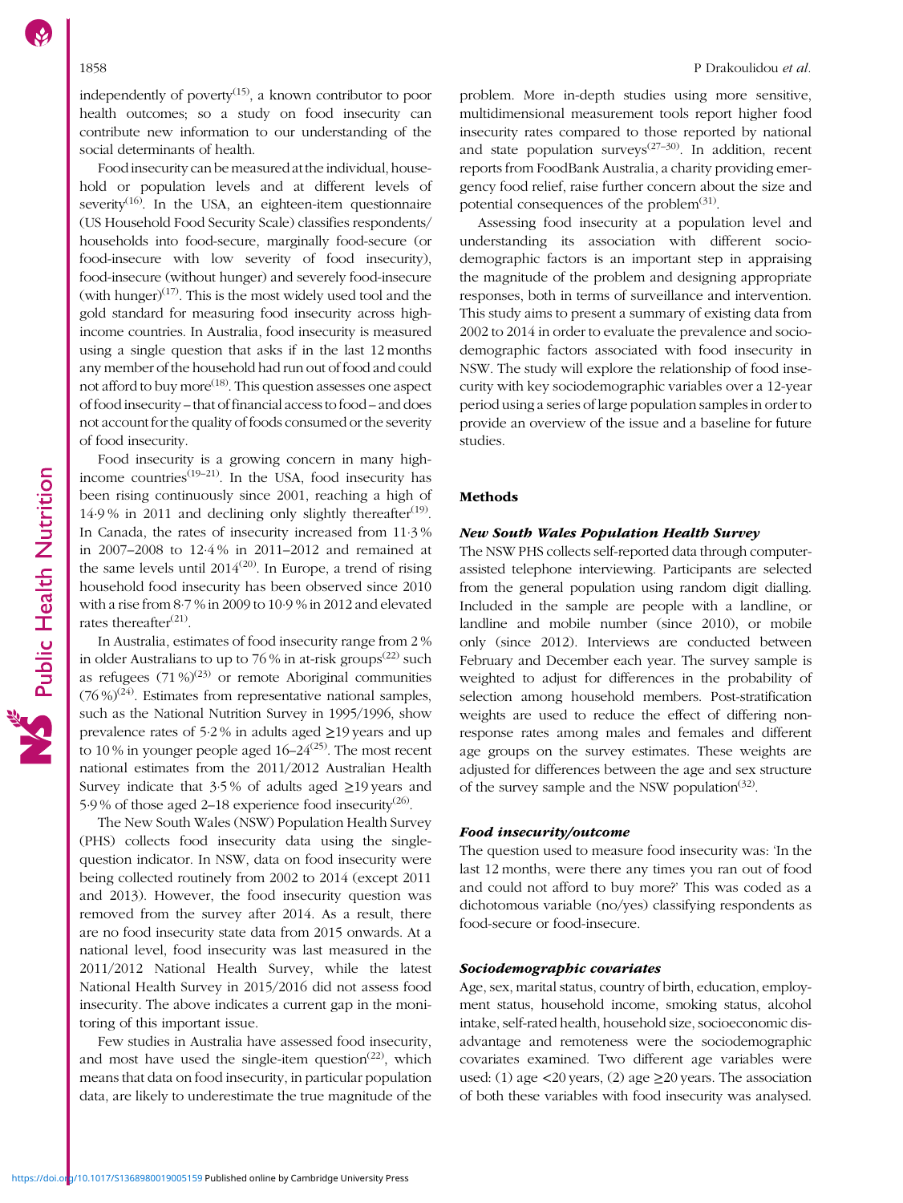independently of poverty[15], a known contributor to poor health outcomes; so a study on food insecurity can contribute new information to our understanding of the social determinants of health.

Food insecurity can be measured at the individual, household or population levels and at different levels of severity[16]. In the USA, an eighteen-item questionnaire (US Household Food Security Scale) classifies respondents/households into food-secure, marginally food-secure (or food-insecure with low severity of food insecurity), food-insecure (without hunger) and severely food-insecure (with hunger)[17]. This is the most widely used tool and the gold standard for measuring food insecurity across high-income countries. In Australia, food insecurity is measured using a single question that asks if in the last 12 months any member of the household had run out of food and could not afford to buy more[18]. This question assesses one aspect of food insecurity – that of financial access to food – and does not account for the quality of foods consumed or the severity of food insecurity.

Food insecurity is a growing concern in many high-income countries[19–21]. In the USA, food insecurity has been rising continuously since 2001, reaching a high of 14·9 % in 2011 and declining only slightly thereafter[19]. In Canada, the rates of insecurity increased from 11·3 % in 2007–2008 to 12·4 % in 2011–2012 and remained at the same levels until 2014[20]. In Europe, a trend of rising household food insecurity has been observed since 2010 with a rise from 8·7 % in 2009 to 10·9 % in 2012 and elevated rates thereafter[21].

In Australia, estimates of food insecurity range from 2 % in older Australians to up to 76 % in at-risk groups[22] such as refugees (71 %)[23] or remote Aboriginal communities (76 %)[24]. Estimates from representative national samples, such as the National Nutrition Survey in 1995/1996, show prevalence rates of 5·2 % in adults aged ≥19 years and up to 10 % in younger people aged 16–24[25]. The most recent national estimates from the 2011/2012 Australian Health Survey indicate that 3·5 % of adults aged ≥19 years and 5·9 % of those aged 2–18 experience food insecurity[26].

The New South Wales (NSW) Population Health Survey (PHS) collects food insecurity data using the single-question indicator. In NSW, data on food insecurity were being collected routinely from 2002 to 2014 (except 2011 and 2013). However, the food insecurity question was removed from the survey after 2014. As a result, there are no food insecurity state data from 2015 onwards. At a national level, food insecurity was last measured in the 2011/2012 National Health Survey, while the latest National Health Survey in 2015/2016 did not assess food insecurity. The above indicates a current gap in the monitoring of this important issue.

Few studies in Australia have assessed food insecurity, and most have used the single-item question[22], which means that data on food insecurity, in particular population data, are likely to underestimate the true magnitude of the problem. More in-depth studies using more sensitive, multidimensional measurement tools report higher food insecurity rates compared to those reported by national and state population surveys[27–30]. In addition, recent reports from FoodBank Australia, a charity providing emergency food relief, raise further concern about the size and potential consequences of the problem[31].

Assessing food insecurity at a population level and understanding its association with different sociodemographic factors is an important step in appraising the magnitude of the problem and designing appropriate responses, both in terms of surveillance and intervention. This study aims to present a summary of existing data from 2002 to 2014 in order to evaluate the prevalence and sociodemographic factors associated with food insecurity in NSW. The study will explore the relationship of food insecurity with key sociodemographic variables over a 12-year period using a series of large population samples in order to provide an overview of the issue and a baseline for future studies.

## Methods

### *New South Wales Population Health Survey*

The NSW PHS collects self-reported data through computer-assisted telephone interviewing. Participants are selected from the general population using random digit dialling. Included in the sample are people with a landline, or landline and mobile number (since 2010), or mobile only (since 2012). Interviews are conducted between February and December each year. The survey sample is weighted to adjust for differences in the probability of selection among household members. Post-stratification weights are used to reduce the effect of differing non-response rates among males and females and different age groups on the survey estimates. These weights are adjusted for differences between the age and sex structure of the survey sample and the NSW population[32].

### *Food insecurity/outcome*

The question used to measure food insecurity was: 'In the last 12 months, were there any times you ran out of food and could not afford to buy more?' This was coded as a dichotomous variable (no/yes) classifying respondents as food-secure or food-insecure.

### *Sociodemographic covariates*

Age, sex, marital status, country of birth, education, employment status, household income, smoking status, alcohol intake, self-rated health, household size, socioeconomic disadvantage and remoteness were the sociodemographic covariates examined. Two different age variables were used: (1) age <20 years, (2) age ≥20 years. The association of both these variables with food insecurity was analysed.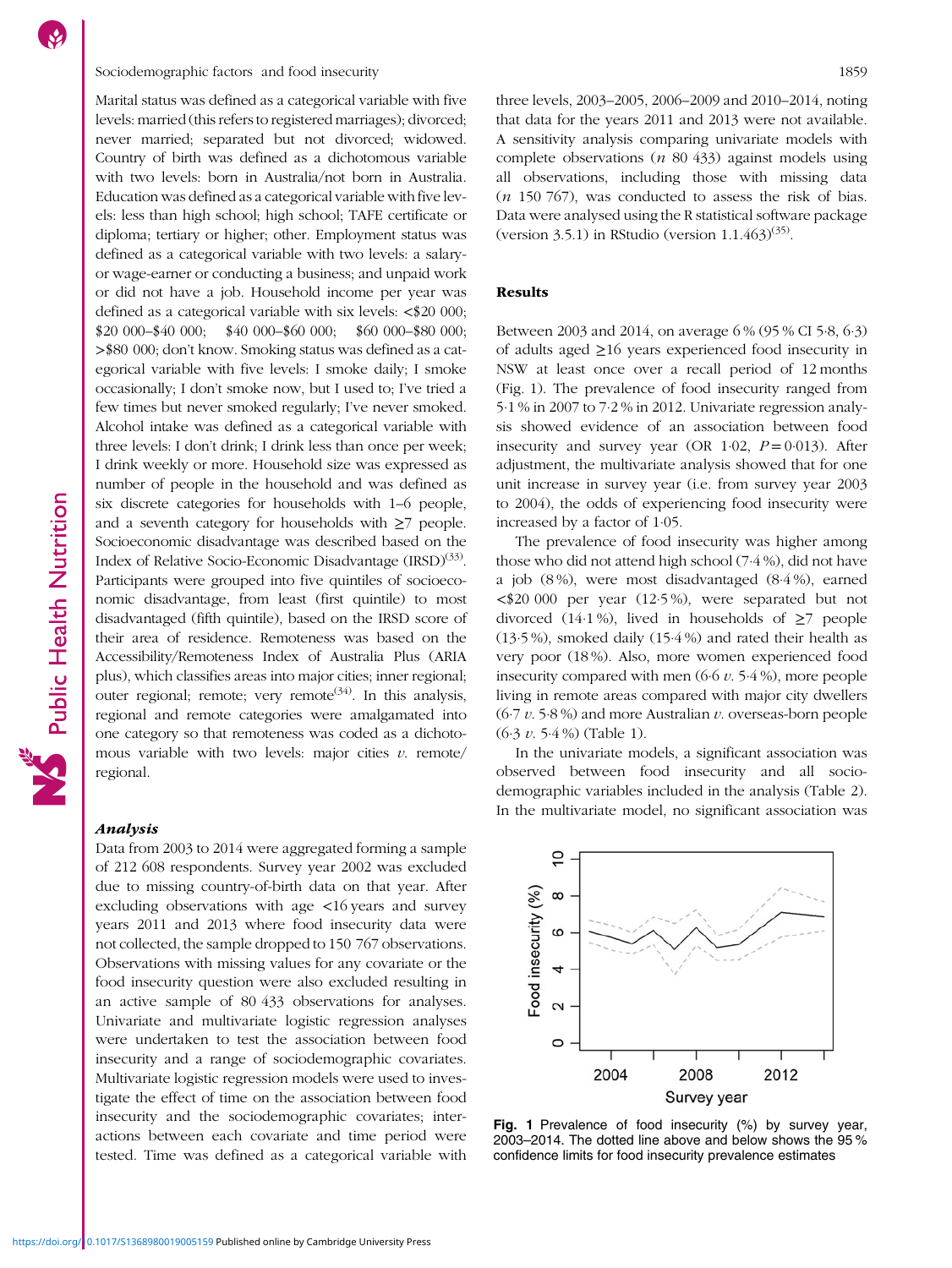Marital status was defined as a categorical variable with five levels: married (this refers to registered marriages); divorced; never married; separated but not divorced; widowed. Country of birth was defined as a dichotomous variable with two levels: born in Australia/not born in Australia. Education was defined as a categorical variable with five levels: less than high school; high school; TAFE certificate or diploma; tertiary or higher; other. Employment status was defined as a categorical variable with two levels: a salary- or wage-earner or conducting a business; and unpaid work or did not have a job. Household income per year was defined as a categorical variable with six levels: <$20 000; $20 000–$40 000; $40 000–$60 000; $60 000–$80 000; >$80 000; don't know. Smoking status was defined as a categorical variable with five levels: I smoke daily; I smoke occasionally; I don't smoke now, but I used to; I've tried a few times but never smoked regularly; I've never smoked. Alcohol intake was defined as a categorical variable with three levels: I don't drink; I drink less than once per week; I drink weekly or more. Household size was expressed as number of people in the household and was defined as six discrete categories for households with 1–6 people, and a seventh category for households of ≥7 people. Socioeconomic disadvantage was described based on the Index of Relative Socio-Economic Disadvantage (IRSD)[33]. Participants were grouped into five quintiles of socioeconomic disadvantage, from least (first quintile) to most disadvantaged (fifth quintile), based on the IRSD score of their area of residence. Remoteness was based on the Accessibility/Remoteness Index of Australia Plus (ARIA plus), which classifies areas into major cities; inner regional; outer regional; remote; very remote[34]. In this analysis, regional and remote categories were amalgamated into one category so that remoteness was coded as a dichotomous variable with two levels: major cities *v.* remote/regional.

### *Analysis*

Data from 2003 to 2014 were aggregated forming a sample of 212 608 respondents. Survey year 2002 was excluded due to missing country-of-birth data on that year. After excluding observations with age <16 years and survey years 2011 and 2013 where food insecurity data were not collected, the sample dropped to 150 767 observations. Observations with missing values for any covariate or the food insecurity question were also excluded resulting in an active sample of 80 433 observations for analyses. Univariate and multivariate logistic regression analyses were undertaken to test the association between food insecurity and a range of sociodemographic covariates. Multivariate logistic regression models were used to investigate the effect of time on the association between food insecurity and the sociodemographic covariates; interactions between each covariate and time period were tested. Time was defined as a categorical variable with three levels, 2003–2005, 2006–2009 and 2010–2014, noting that data for the years 2011 and 2013 were not available. A sensitivity analysis comparing univariate models with complete observations (*n* 80 433) against models using all observations, including those with missing data (*n* 150 767), was conducted to assess the risk of bias. Data were analysed using the R statistical software package (version 3.5.1) in RStudio (version 1.1.463)[35].

## Results

Between 2003 and 2014, on average 6 % (95 % CI 5·8, 6·3) of adults aged ≥16 years experienced food insecurity in NSW at least once over a recall period of 12 months (Fig. 1). The prevalence of food insecurity ranged from 5·1 % in 2007 to 7·2 % in 2012. Univariate regression analysis showed evidence of an association between food insecurity and survey year (OR 1·02, $P = 0·013$). After adjustment, the multivariate analysis showed that for one unit increase in survey year (i.e. from survey year 2003 to 2004), the odds of experiencing food insecurity were increased by a factor of 1·05.

The prevalence of food insecurity was higher among those who did not attend high school (7·4 %), did not have a job (8 %), were most disadvantaged (8·4 %), earned <$20 000 per year (12·5 %), were separated but not divorced (14·1 %), lived in households of ≥7 people (13·5 %), smoked daily (15·4 %) and rated their health as very poor (18 %). Also, more women experienced food insecurity compared with men (6·6 *v.* 5·4 %), more people living in remote areas compared with major city dwellers (6·7 *v.* 5·8 %) and more Australian *v.* overseas-born people (6·3 *v.* 5·4 %) (Table 1).

In the univariate models, a significant association was observed between food insecurity and all sociodemographic variables included in the analysis (Table 2). In the multivariate model, no significant association was

**Fig. 1** Prevalence of food insecurity (%) by survey year, 2003–2014. The dotted line above and below shows the 95 % confidence limits for food insecurity prevalence estimates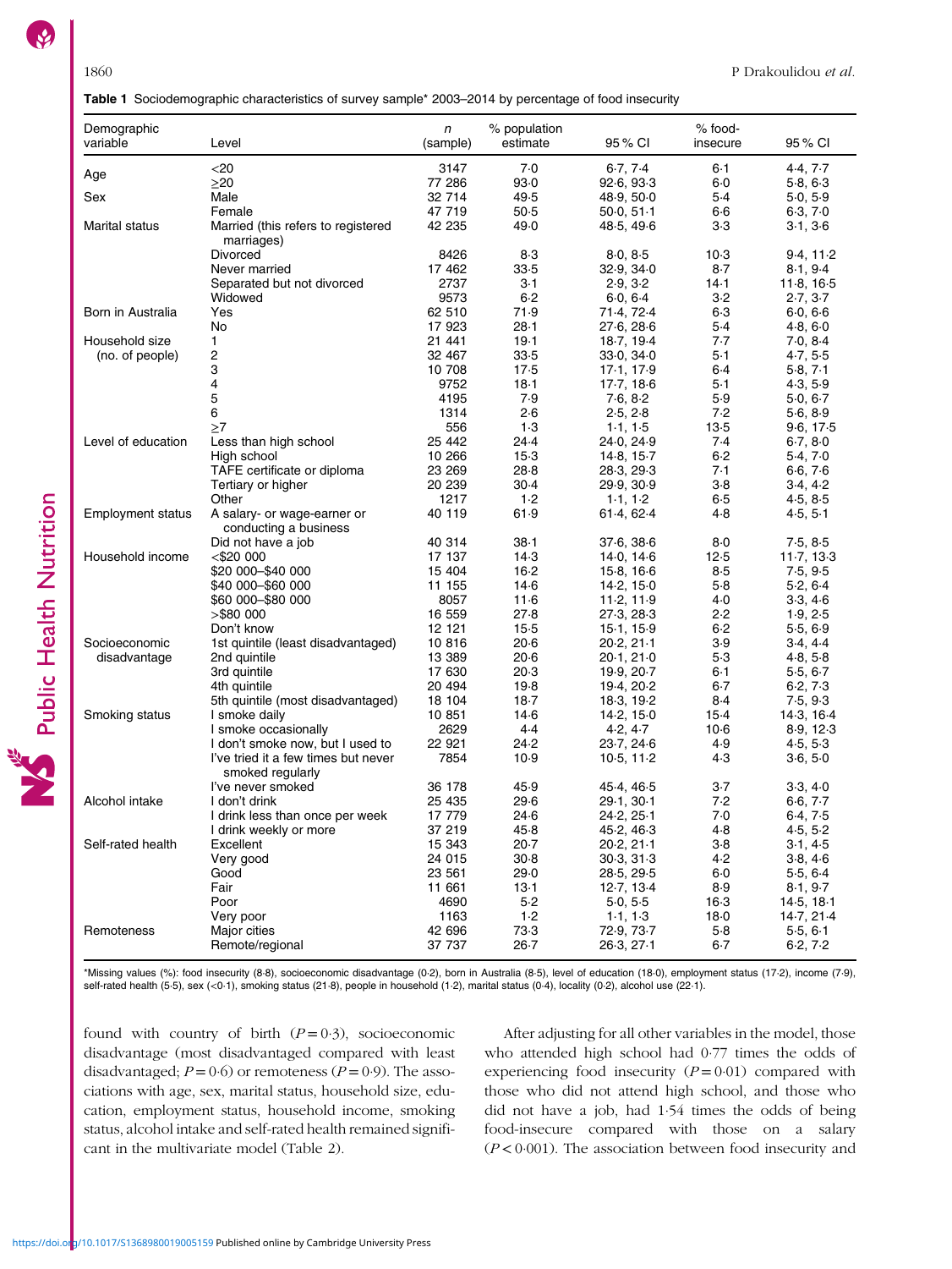**Table 1** Sociodemographic characteristics of survey sample* 2003–2014 by percentage of food insecurity

| Demographic variable | Level | n (sample) | % population estimate | 95 % CI | % food-insecure | 95 % CI |
|---|---|---|---|---|---|---|
| Age | <20 | 3147 | 7·0 | 6·7, 7·4 | 6·1 | 4·4, 7·7 |
| | ≥20 | 77 286 | 93·0 | 92·6, 93·3 | 6·0 | 5·8, 6·3 |
| Sex | Male | 32 714 | 49·5 | 48·9, 50·0 | 5·4 | 5·0, 5·9 |
| | Female | 47 719 | 50·5 | 50·0, 51·1 | 6·6 | 6·3, 7·0 |
| Marital status | Married (this refers to registered marriages) | 42 235 | 49·0 | 48·5, 49·6 | 3·3 | 3·1, 3·6 |
| | Divorced | 8426 | 8·3 | 8·0, 8·5 | 10·3 | 9·4, 11·2 |
| | Never married | 17 462 | 33·5 | 32·9, 34·0 | 8·7 | 8·1, 9·4 |
| | Separated but not divorced | 2737 | 3·1 | 2·9, 3·2 | 14·1 | 11·8, 16·5 |
| | Widowed | 9573 | 6·2 | 6·0, 6·4 | 3·2 | 2·7, 3·7 |
| Born in Australia | Yes | 62 510 | 71·9 | 71·4, 72·4 | 6·3 | 6·0, 6·6 |
| | No | 17 923 | 28·1 | 27·6, 28·6 | 5·4 | 4·8, 6·0 |
| Household size (no. of people) | 1 | 21 441 | 19·1 | 18·7, 19·4 | 7·7 | 7·0, 8·4 |
| | 2 | 32 467 | 33·5 | 33·0, 34·0 | 5·1 | 4·7, 5·5 |
| | 3 | 10 708 | 17·5 | 17·1, 17·9 | 6·4 | 5·8, 7·1 |
| | 4 | 9752 | 18·1 | 17·7, 18·6 | 5·1 | 4·3, 5·9 |
| | 5 | 4195 | 7·9 | 7·6, 8·2 | 5·9 | 5·0, 6·7 |
| | 6 | 1314 | 2·6 | 2·5, 2·8 | 7·2 | 5·6, 8·9 |
| | ≥7 | 556 | 1·3 | 1·1, 1·5 | 13·5 | 9·6, 17·5 |
| Level of education | Less than high school | 25 442 | 24·4 | 24·0, 24·9 | 7·4 | 6·7, 8·0 |
| | High school | 10 266 | 15·3 | 14·8, 15·7 | 6·2 | 5·4, 7·0 |
| | TAFE certificate or diploma | 23 269 | 28·8 | 28·3, 29·3 | 7·1 | 6·6, 7·6 |
| | Tertiary or higher | 20 239 | 30·4 | 29·9, 30·9 | 3·8 | 3·4, 4·2 |
| | Other | 1217 | 1·2 | 1·1, 1·2 | 6·5 | 4·5, 8·5 |
| Employment status | A salary- or wage-earner or conducting a business | 40 119 | 61·9 | 61·4, 62·4 | 4·8 | 4·5, 5·1 |
| | Did not have a job | 40 314 | 38·1 | 37·6, 38·6 | 8·0 | 7·5, 8·5 |
| Household income | <$20 000 | 17 137 | 14·3 | 14·0, 14·6 | 12·5 | 11·7, 13·3 |
| | $20 000–$40 000 | 15 404 | 16·2 | 15·8, 16·6 | 8·5 | 7·5, 9·5 |
| | $40 000–$60 000 | 11 155 | 14·6 | 14·2, 15·0 | 5·8 | 5·2, 6·4 |
| | $60 000–$80 000 | 8057 | 11·6 | 11·2, 11·9 | 4·0 | 3·3, 4·6 |
| | >$80 000 | 16 559 | 27·8 | 27·3, 28·3 | 2·2 | 1·9, 2·5 |
| | Don't know | 12 121 | 15·5 | 15·1, 15·9 | 6·2 | 5·5, 6·9 |
| Socioeconomic disadvantage | 1st quintile (least disadvantaged) | 10 816 | 20·6 | 20·2, 21·1 | 3·9 | 3·4, 4·4 |
| | 2nd quintile | 13 389 | 20·6 | 20·1, 21·0 | 5·3 | 4·8, 5·8 |
| | 3rd quintile | 17 630 | 20·3 | 19·9, 20·7 | 6·1 | 5·5, 6·7 |
| | 4th quintile | 20 494 | 19·8 | 19·4, 20·2 | 6·7 | 6·2, 7·3 |
| | 5th quintile (most disadvantaged) | 18 104 | 18·7 | 18·3, 19·2 | 8·4 | 7·5, 9·3 |
| Smoking status | I smoke daily | 10 851 | 14·6 | 14·2, 15·0 | 15·4 | 14·3, 16·4 |
| | I smoke occasionally | 2629 | 4·4 | 4·2, 4·7 | 10·6 | 8·9, 12·3 |
| | I don't smoke now, but I used to | 22 921 | 24·2 | 23·7, 24·6 | 4·9 | 4·5, 5·3 |
| | I've tried it a few times but never smoked regularly | 7854 | 10·9 | 10·5, 11·2 | 4·3 | 3·6, 5·0 |
| | I've never smoked | 36 178 | 45·9 | 45·4, 46·5 | 3·7 | 3·3, 4·0 |
| Alcohol intake | I don't drink | 25 435 | 29·6 | 29·1, 30·1 | 7·2 | 6·6, 7·7 |
| | I drink less than once per week | 17 779 | 24·6 | 24·2, 25·1 | 7·0 | 6·4, 7·5 |
| | I drink weekly or more | 37 219 | 45·8 | 45·2, 46·3 | 4·8 | 4·5, 5·2 |
| Self-rated health | Excellent | 15 343 | 20·7 | 20·2, 21·1 | 3·8 | 3·1, 4·5 |
| | Very good | 24 015 | 30·8 | 30·3, 31·3 | 4·2 | 3·8, 4·6 |
| | Good | 23 561 | 29·0 | 28·5, 29·5 | 6·0 | 5·5, 6·4 |
| | Fair | 11 661 | 13·1 | 12·7, 13·4 | 8·9 | 8·1, 9·7 |
| | Poor | 4690 | 5·2 | 5·0, 5·5 | 16·3 | 14·5, 18·1 |
| | Very poor | 1163 | 1·2 | 1·1, 1·3 | 18·0 | 14·7, 21·4 |
| Remoteness | Major cities | 42 696 | 73·3 | 72·9, 73·7 | 5·8 | 5·5, 6·1 |
| | Remote/regional | 37 737 | 26·7 | 26·3, 27·1 | 6·7 | 6·2, 7·2 |

*Missing values (%): food insecurity (8·8), socioeconomic disadvantage (0·2), born in Australia (8·5), level of education (18·0), employment status (17·2), income (7·9), self-rated health (5·5), sex (<0·1), smoking status (21·8), people in household (1·2), marital status (0·4), locality (0·2), alcohol use (22·1).

found with country of birth ($P=0·3$), socioeconomic disadvantage (most disadvantaged compared with least disadvantaged; $P=0·6$) or remoteness ($P=0·9$). The associations with age, sex, marital status, household size, education, employment status, household income, smoking status, alcohol intake and self-rated health remained significant in the multivariate model (Table 2).

After adjusting for all other variables in the model, those who attended high school had 0·77 times the odds of experiencing food insecurity ($P=0·01$) compared with those who did not attend high school, and those who did not have a job, had 1·54 times the odds of being food-insecure compared with those on a salary ($P<0·001$). The association between food insecurity and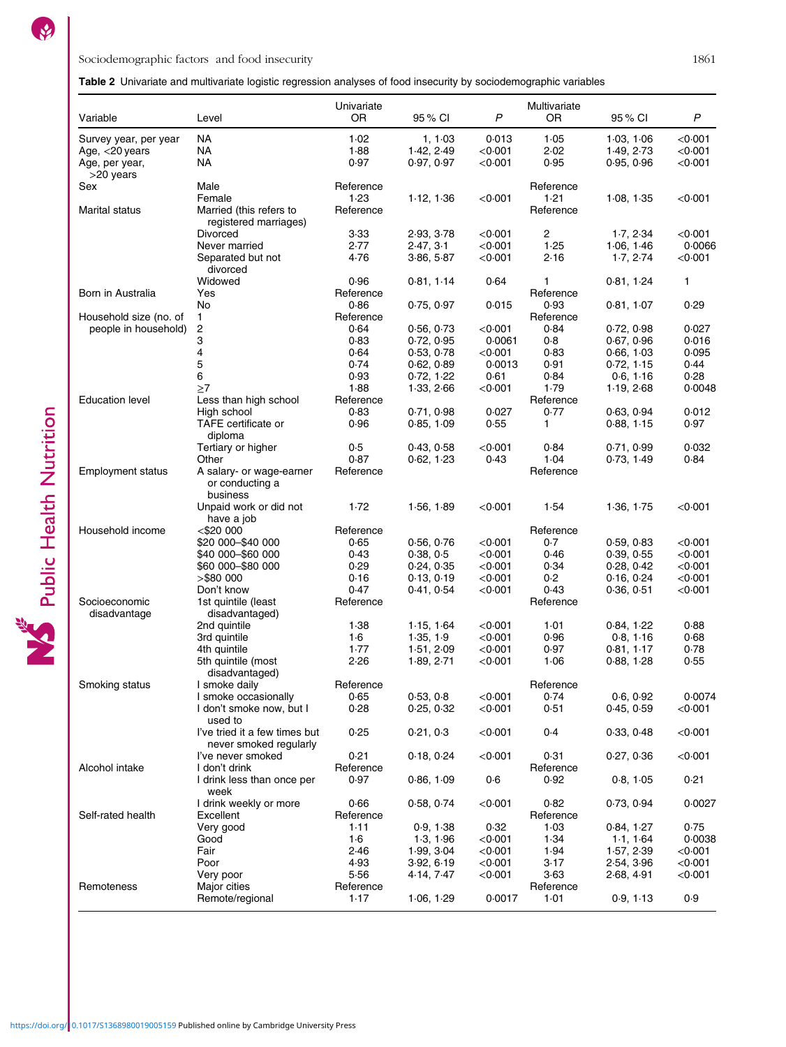**Table 2** Univariate and multivariate logistic regression analyses of food insecurity by sociodemographic variables

| Variable | Level | Univariate OR | 95 % CI | *P* | Multivariate OR | 95 % CI | *P* |
|---|---|---|---|---|---|---|---|
| Survey year, per year | NA | 1·02 | 1, 1·03 | 0·013 | 1·05 | 1·03, 1·06 | <0·001 |
| Age, <20 years | NA | 1·88 | 1·42, 2·49 | <0·001 | 2·02 | 1·49, 2·73 | <0·001 |
| Age, per year, >20 years | NA | 0·97 | 0·97, 0·97 | <0·001 | 0·95 | 0·95, 0·96 | <0·001 |
| Sex | Male | Reference | | | Reference | | |
| | Female | 1·23 | 1·12, 1·36 | <0·001 | 1·21 | 1·08, 1·35 | <0·001 |
| Marital status | Married (this refers to registered marriages) | Reference | | | Reference | | |
| | Divorced | 3·33 | 2·93, 3·78 | <0·001 | 2 | 1·7, 2·34 | <0·001 |
| | Never married | 2·77 | 2·47, 3·1 | <0·001 | 1·25 | 1·06, 1·46 | 0·0066 |
| | Separated but not divorced | 4·76 | 3·86, 5·87 | <0·001 | 2·16 | 1·7, 2·74 | <0·001 |
| | Widowed | 0·96 | 0·81, 1·14 | 0·64 | 1 | 0·81, 1·24 | 1 |
| Born in Australia | Yes | Reference | | | Reference | | |
| | No | 0·86 | 0·75, 0·97 | 0·015 | 0·93 | 0·81, 1·07 | 0·29 |
| Household size (no. of people in household) | 1 | Reference | | | Reference | | |
| | 2 | 0·64 | 0·56, 0·73 | <0·001 | 0·84 | 0·72, 0·98 | 0·027 |
| | 3 | 0·83 | 0·72, 0·95 | 0·0061 | 0·8 | 0·67, 0·96 | 0·016 |
| | 4 | 0·64 | 0·53, 0·78 | <0·001 | 0·83 | 0·66, 1·03 | 0·095 |
| | 5 | 0·74 | 0·62, 0·89 | 0·0013 | 0·91 | 0·72, 1·15 | 0·44 |
| | 6 | 0·93 | 0·72, 1·22 | 0·61 | 0·84 | 0·6, 1·16 | 0·28 |
| | ≥7 | 1·88 | 1·33, 2·66 | <0·001 | 1·79 | 1·19, 2·68 | 0·0048 |
| Education level | Less than high school | Reference | | | Reference | | |
| | High school | 0·83 | 0·71, 0·98 | 0·027 | 0·77 | 0·63, 0·94 | 0·012 |
| | TAFE certificate or diploma | 0·96 | 0·85, 1·09 | 0·55 | 1 | 0·88, 1·15 | 0·97 |
| | Tertiary or higher | 0·5 | 0·43, 0·58 | <0·001 | 0·84 | 0·71, 0·99 | 0·032 |
| | Other | 0·87 | 0·62, 1·23 | 0·43 | 1·04 | 0·73, 1·49 | 0·84 |
| Employment status | A salary- or wage-earner or conducting a business | Reference | | | Reference | | |
| | Unpaid work or did not have a job | 1·72 | 1·56, 1·89 | <0·001 | 1·54 | 1·36, 1·75 | <0·001 |
| Household income | <$20 000 | Reference | | | Reference | | |
| | $20 000–$40 000 | 0·65 | 0·56, 0·76 | <0·001 | 0·7 | 0·59, 0·83 | <0·001 |
| | $40 000–$60 000 | 0·43 | 0·38, 0·5 | <0·001 | 0·46 | 0·39, 0·55 | <0·001 |
| | $60 000–$80 000 | 0·29 | 0·24, 0·35 | <0·001 | 0·34 | 0·28, 0·42 | <0·001 |
| | >$80 000 | 0·16 | 0·13, 0·19 | <0·001 | 0·2 | 0·16, 0·24 | <0·001 |
| | Don't know | 0·47 | 0·41, 0·54 | <0·001 | 0·43 | 0·36, 0·51 | <0·001 |
| Socioeconomic disadvantage | 1st quintile (least disadvantaged) | Reference | | | Reference | | |
| | 2nd quintile | 1·38 | 1·15, 1·64 | <0·001 | 1·01 | 0·84, 1·22 | 0·88 |
| | 3rd quintile | 1·6 | 1·35, 1·9 | <0·001 | 0·96 | 0·8, 1·16 | 0·68 |
| | 4th quintile | 1·77 | 1·51, 2·09 | <0·001 | 0·97 | 0·81, 1·17 | 0·78 |
| | 5th quintile (most disadvantaged) | 2·26 | 1·89, 2·71 | <0·001 | 1·06 | 0·88, 1·28 | 0·55 |
| Smoking status | I smoke daily | Reference | | | Reference | | |
| | I smoke occasionally | 0·65 | 0·53, 0·8 | <0·001 | 0·74 | 0·6, 0·92 | 0·0074 |
| | I don't smoke now, but I used to | 0·28 | 0·25, 0·32 | <0·001 | 0·51 | 0·45, 0·59 | <0·001 |
| | I've tried it a few times but never smoked regularly | 0·25 | 0·21, 0·3 | <0·001 | 0·4 | 0·33, 0·48 | <0·001 |
| | I've never smoked | 0·21 | 0·18, 0·24 | <0·001 | 0·31 | 0·27, 0·36 | <0·001 |
| Alcohol intake | I don't drink | Reference | | | Reference | | |
| | I drink less than once per week | 0·97 | 0·86, 1·09 | 0·6 | 0·92 | 0·8, 1·05 | 0·21 |
| | I drink weekly or more | 0·66 | 0·58, 0·74 | <0·001 | 0·82 | 0·73, 0·94 | 0·0027 |
| Self-rated health | Excellent | Reference | | | Reference | | |
| | Very good | 1·11 | 0·9, 1·38 | 0·32 | 1·03 | 0·84, 1·27 | 0·75 |
| | Good | 1·6 | 1·3, 1·96 | <0·001 | 1·34 | 1·1, 1·64 | 0·0038 |
| | Fair | 2·46 | 1·99, 3·04 | <0·001 | 1·94 | 1·57, 2·39 | <0·001 |
| | Poor | 4·93 | 3·92, 6·19 | <0·001 | 3·17 | 2·54, 3·96 | <0·001 |
| | Very poor | 5·56 | 4·14, 7·47 | <0·001 | 3·63 | 2·68, 4·91 | <0·001 |
| Remoteness | Major cities | Reference | | | Reference | | |
| | Remote/regional | 1·17 | 1·06, 1·29 | 0·0017 | 1·01 | 0·9, 1·13 | 0·9 |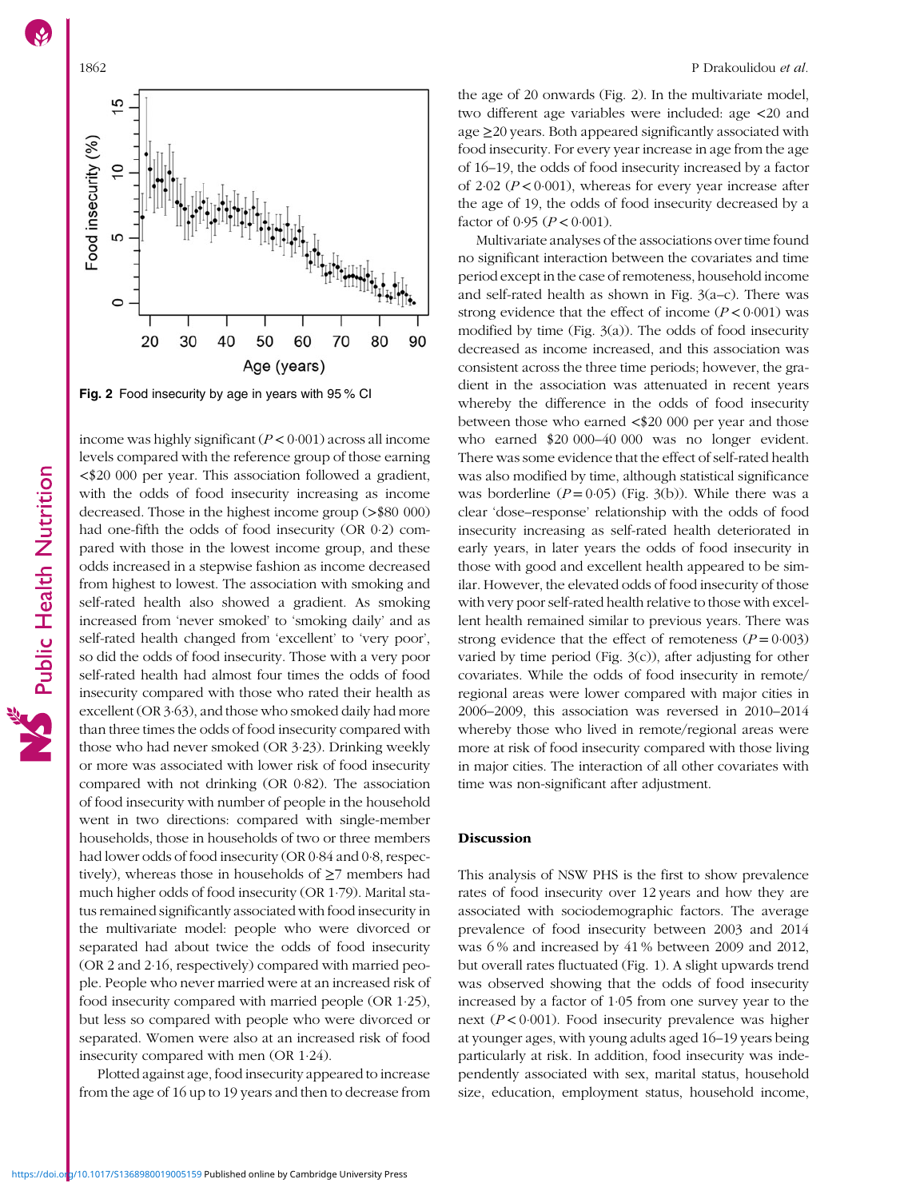Fig. 2 Food insecurity by age in years with 95 % CI

income was highly significant ($P<0\cdot001$) across all income levels compared with the reference group of those earning <$20 000 per year. This association followed a gradient, with the odds of food insecurity increasing as income decreased. Those in the highest income group (>$80 000) had one-fifth the odds of food insecurity (OR 0·2) compared with those in the lowest income group, and these odds increased in a stepwise fashion as income decreased from highest to lowest. The association with smoking and self-rated health also showed a gradient. As smoking increased from 'never smoked' to 'smoking daily' and as self-rated health changed from 'excellent' to 'very poor', so did the odds of food insecurity. Those with a very poor self-rated health had almost four times the odds of food insecurity compared with those who rated their health as excellent (OR 3·63), and those who smoked daily had more than three times the odds of food insecurity compared with those who had never smoked (OR 3·23). Drinking weekly or more was associated with lower risk of food insecurity compared with not drinking (OR 0·82). The association of food insecurity with number of people in the household went in two directions: compared with single-member households, those in households of two or three members had lower odds of food insecurity (OR 0·84 and 0·8, respectively), whereas those in households of ≥7 members had much higher odds of food insecurity (OR 1·79). Marital status remained significantly associated with food insecurity in the multivariate model: people who were divorced or separated had about twice the odds of food insecurity (OR 2 and 2·16, respectively) compared with married people. People who never married were at an increased risk of food insecurity compared with married people (OR 1·25), but less so compared with people who were divorced or separated. Women were also at an increased risk of food insecurity compared with men (OR 1·24).

Plotted against age, food insecurity appeared to increase from the age of 16 up to 19 years and then to decrease from the age of 20 onwards (Fig. 2). In the multivariate model, two different age variables were included: age <20 and age ≥20 years. Both appeared significantly associated with food insecurity. For every year increase in age from the age of 16–19, the odds of food insecurity increased by a factor of 2·02 ($P<0\cdot001$), whereas for every year increase after the age of 19, the odds of food insecurity decreased by a factor of 0·95 ($P<0\cdot001$).

Multivariate analyses of the associations over time found no significant interaction between the covariates and time period except in the case of remoteness, household income and self-rated health as shown in Fig. 3(a–c). There was strong evidence that the effect of income ($P<0\cdot001$) was modified by time (Fig. 3(a)). The odds of food insecurity decreased as income increased, and this association was consistent across the three time periods; however, the gradient in the association was attenuated in recent years whereby the difference in the odds of food insecurity between those who earned <$20 000 per year and those who earned $20 000–40 000 was no longer evident. There was some evidence that the effect of self-rated health was also modified by time, although statistical significance was borderline ($P=0\cdot05$) (Fig. 3(b)). While there was a clear 'dose–response' relationship with the odds of food insecurity increasing as self-rated health deteriorated in early years, in later years the odds of food insecurity in those with good and excellent health appeared to be similar. However, the elevated odds of food insecurity of those with very poor self-rated health relative to those with excellent health remained similar to previous years. There was strong evidence that the effect of remoteness ($P=0\cdot003$) varied by time period (Fig. 3(c)), after adjusting for other covariates. While the odds of food insecurity in remote/regional areas were lower compared with major cities in 2006–2009, this association was reversed in 2010–2014 whereby those who lived in remote/regional areas were more at risk of food insecurity compared with those living in major cities. The interaction of all other covariates with time was non-significant after adjustment.

## Discussion

This analysis of NSW PHS is the first to show prevalence rates of food insecurity over 12 years and how they are associated with sociodemographic factors. The average prevalence of food insecurity between 2003 and 2014 was 6 % and increased by 41 % between 2009 and 2012, but overall rates fluctuated (Fig. 1). A slight upwards trend was observed showing that the odds of food insecurity increased by a factor of 1·05 from one survey year to the next ($P<0\cdot001$). Food insecurity prevalence was higher at younger ages, with young adults aged 16–19 years being particularly at risk. In addition, food insecurity was independently associated with sex, marital status, household size, education, employment status, household income,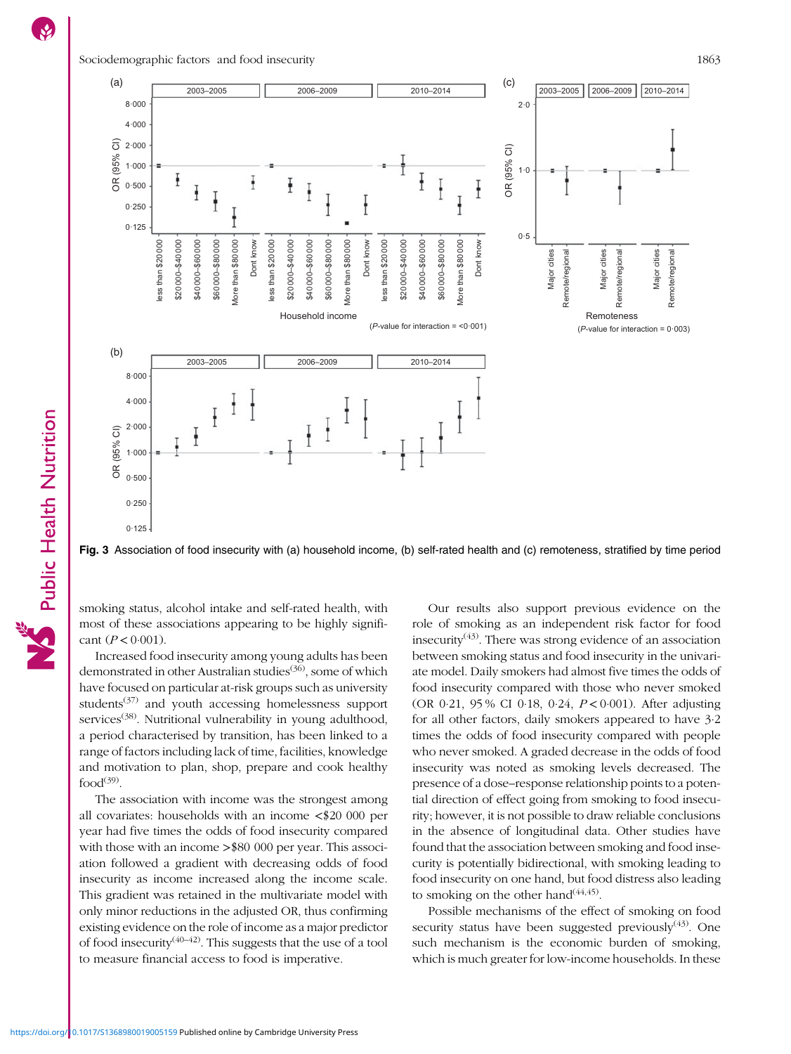Fig. 3 Association of food insecurity with (a) household income, (b) self-rated health and (c) remoteness, stratified by time period

smoking status, alcohol intake and self-rated health, with most of these associations appearing to be highly significant ($P < 0.001$).

Increased food insecurity among young adults has been demonstrated in other Australian studies[36], some of which have focused on particular at-risk groups such as university students[37] and youth accessing homelessness support services[38]. Nutritional vulnerability in young adulthood, a period characterised by transition, has been linked to a range of factors including lack of time, facilities, knowledge and motivation to plan, shop, prepare and cook healthy food[39].

The association with income was the strongest among all covariates: households with an income <\$20 000 per year had five times the odds of food insecurity compared with those with an income >\$80 000 per year. This association followed a gradient with decreasing odds of food insecurity as income increased along the income scale. This gradient was retained in the multivariate model with only minor reductions in the adjusted OR, thus confirming existing evidence on the role of income as a major predictor of food insecurity[40–42]. This suggests that the use of a tool to measure financial access to food is imperative.

Our results also support previous evidence on the role of smoking as an independent risk factor for food insecurity[43]. There was strong evidence of an association between smoking status and food insecurity in the univariate model. Daily smokers had almost five times the odds of food insecurity compared with those who never smoked (OR 0·21, 95 % CI 0·18, 0·24, $P < 0.001$). After adjusting for all other factors, daily smokers appeared to have 3·2 times the odds of food insecurity compared with people who never smoked. A graded decrease in the odds of food insecurity was noted as smoking levels decreased. The presence of a dose–response relationship points to a potential direction of effect going from smoking to food insecurity; however, it is not possible to draw reliable conclusions in the absence of longitudinal data. Other studies have found that the association between smoking and food insecurity is potentially bidirectional, with smoking leading to food insecurity on one hand, but food distress also leading to smoking on the other hand[44,45].

Possible mechanisms of the effect of smoking on food security status have been suggested previously[43]. One such mechanism is the economic burden of smoking, which is much greater for low-income households. In these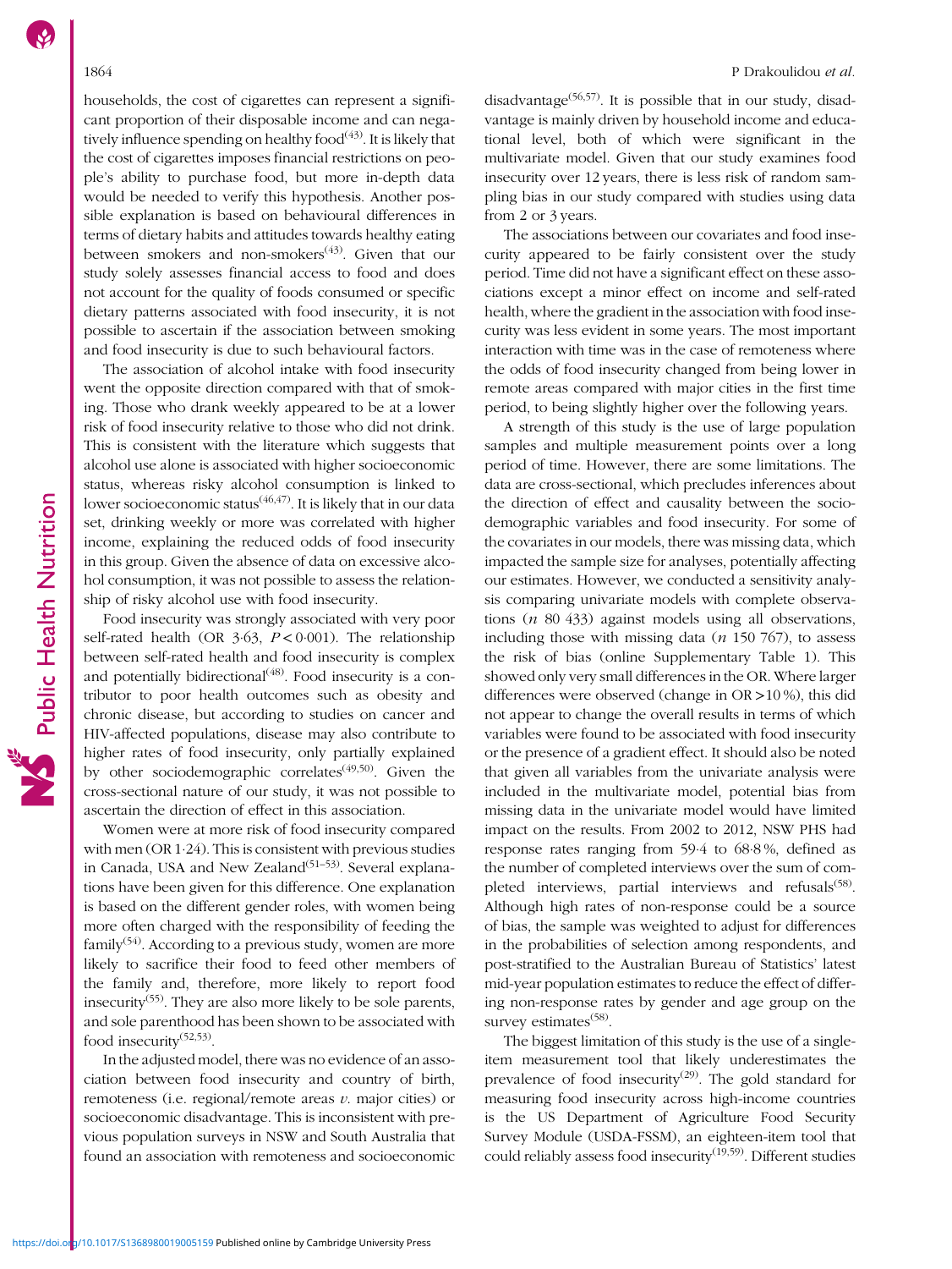households, the cost of cigarettes can represent a significant proportion of their disposable income and can negatively influence spending on healthy food[43]. It is likely that the cost of cigarettes imposes financial restrictions on people's ability to purchase food, but more in-depth data would be needed to verify this hypothesis. Another possible explanation is based on behavioural differences in terms of dietary habits and attitudes towards healthy eating between smokers and non-smokers[43]. Given that our study solely assesses financial access to food and does not account for the quality of foods consumed or specific dietary patterns associated with food insecurity, it is not possible to ascertain if the association between smoking and food insecurity is due to such behavioural factors.

The association of alcohol intake with food insecurity went the opposite direction compared with that of smoking. Those who drank weekly appeared to be at a lower risk of food insecurity relative to those who did not drink. This is consistent with the literature which suggests that alcohol use alone is associated with higher socioeconomic status, whereas risky alcohol consumption is linked to lower socioeconomic status[46,47]. It is likely that in our data set, drinking weekly or more was correlated with higher income, explaining the reduced odds of food insecurity in this group. Given the absence of data on excessive alcohol consumption, it was not possible to assess the relationship of risky alcohol use with food insecurity.

Food insecurity was strongly associated with very poor self-rated health (OR 3·63, $P < 0·001$). The relationship between self-rated health and food insecurity is complex and potentially bidirectional[48]. Food insecurity is a contributor to poor health outcomes such as obesity and chronic disease, but according to studies on cancer and HIV-affected populations, disease may also contribute to higher rates of food insecurity, only partially explained by other sociodemographic correlates[49,50]. Given the cross-sectional nature of our study, it was not possible to ascertain the direction of effect in this association.

Women were at more risk of food insecurity compared with men (OR 1·24). This is consistent with previous studies in Canada, USA and New Zealand[51–53]. Several explanations have been given for this difference. One explanation is based on the different gender roles, with women being more often charged with the responsibility of feeding the family[54]. According to a previous study, women are more likely to sacrifice their food to feed other members of the family and, therefore, more likely to report food insecurity[55]. They are also more likely to be sole parents, and sole parenthood has been shown to be associated with food insecurity[52,53].

In the adjusted model, there was no evidence of an association between food insecurity and country of birth, remoteness (i.e. regional/remote areas *v.* major cities) or socioeconomic disadvantage. This is inconsistent with previous population surveys in NSW and South Australia that found an association with remoteness and socioeconomic disadvantage[56,57]. It is possible that in our study, disadvantage is mainly driven by household income and educational level, both of which were significant in the multivariate model. Given that our study examines food insecurity over 12 years, there is less risk of random sampling bias in our study compared with studies using data from 2 or 3 years.

The associations between our covariates and food insecurity appeared to be fairly consistent over the study period. Time did not have a significant effect on these associations except a minor effect on income and self-rated health, where the gradient in the association with food insecurity was less evident in some years. The most important interaction with time was in the case of remoteness where the odds of food insecurity changed from being lower in remote areas compared with major cities in the first time period, to being slightly higher over the following years.

A strength of this study is the use of large population samples and multiple measurement points over a long period of time. However, there are some limitations. The data are cross-sectional, which precludes inferences about the direction of effect and causality between the sociodemographic variables and food insecurity. For some of the covariates in our models, there was missing data, which impacted the sample size for analyses, potentially affecting our estimates. However, we conducted a sensitivity analysis comparing univariate models with complete observations (*n* 80 433) against models using all observations, including those with missing data (*n* 150 767), to assess the risk of bias (online Supplementary Table 1). This showed only very small differences in the OR. Where larger differences were observed (change in OR >10 %), this did not appear to change the overall results in terms of which variables were found to be associated with food insecurity or the presence of a gradient effect. It should also be noted that given all variables from the univariate analysis were included in the multivariate model, potential bias from missing data in the univariate model would have limited impact on the results. From 2002 to 2012, NSW PHS had response rates ranging from 59·4 to 68·8 %, defined as the number of completed interviews over the sum of completed interviews, partial interviews and refusals[58]. Although high rates of non-response could be a source of bias, the sample was weighted to adjust for differences in the probabilities of selection among respondents, and post-stratified to the Australian Bureau of Statistics' latest mid-year population estimates to reduce the effect of differing non-response rates by gender and age group on the survey estimates[58].

The biggest limitation of this study is the use of a single-item measurement tool that likely underestimates the prevalence of food insecurity[29]. The gold standard for measuring food insecurity across high-income countries is the US Department of Agriculture Food Security Survey Module (USDA-FSSM), an eighteen-item tool that could reliably assess food insecurity[19,59]. Different studies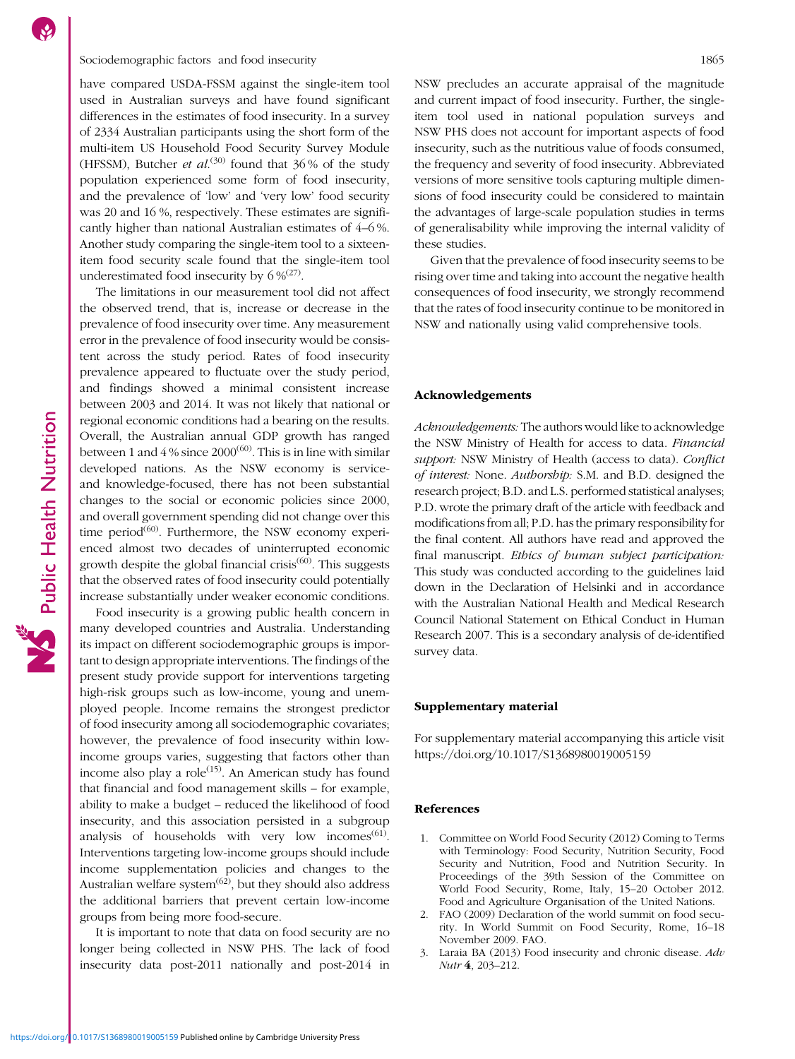have compared USDA-FSSM against the single-item tool used in Australian surveys and have found significant differences in the estimates of food insecurity. In a survey of 2334 Australian participants using the short form of the multi-item US Household Food Security Survey Module (HFSSM), Butcher *et al.*[30] found that 36 % of the study population experienced some form of food insecurity, and the prevalence of 'low' and 'very low' food security was 20 and 16 %, respectively. These estimates are significantly higher than national Australian estimates of 4–6 %. Another study comparing the single-item tool to a sixteen-item food security scale found that the single-item tool underestimated food insecurity by 6 %[27].

The limitations in our measurement tool did not affect the observed trend, that is, increase or decrease in the prevalence of food insecurity over time. Any measurement error in the prevalence of food insecurity would be consistent across the study period. Rates of food insecurity prevalence appeared to fluctuate over the study period, and findings showed a minimal consistent increase between 2003 and 2014. It was not likely that national or regional economic conditions had a bearing on the results. Overall, the Australian annual GDP growth has ranged between 1 and 4 % since 2000[60]. This is in line with similar developed nations. As the NSW economy is service- and knowledge-focused, there has not been substantial changes to the social or economic policies since 2000, and overall government spending did not change over this time period[60]. Furthermore, the NSW economy experienced almost two decades of uninterrupted economic growth despite the global financial crisis[60]. This suggests that the observed rates of food insecurity could potentially increase substantially under weaker economic conditions.

Food insecurity is a growing public health concern in many developed countries and Australia. Understanding its impact on different sociodemographic groups is important to design appropriate interventions. The findings of the present study provide support for interventions targeting high-risk groups such as low-income, young and unemployed people. Income remains the strongest predictor of food insecurity among all sociodemographic covariates; however, the prevalence of food insecurity within low-income groups varies, suggesting that factors other than income also play a role[15]. An American study has found that financial and food management skills – for example, ability to make a budget – reduced the likelihood of food insecurity, and this association persisted in a subgroup analysis of households with very low incomes[61]. Interventions targeting low-income groups should include income supplementation policies and changes to the Australian welfare system[62], but they should also address the additional barriers that prevent certain low-income groups from being more food-secure.

It is important to note that data on food security are no longer being collected in NSW PHS. The lack of food insecurity data post-2011 nationally and post-2014 in NSW precludes an accurate appraisal of the magnitude and current impact of food insecurity. Further, the single-item tool used in national population surveys and NSW PHS does not account for important aspects of food insecurity, such as the nutritious value of foods consumed, the frequency and severity of food insecurity. Abbreviated versions of more sensitive tools capturing multiple dimensions of food insecurity could be considered to maintain the advantages of large-scale population studies in terms of generalisability while improving the internal validity of these studies.

Given that the prevalence of food insecurity seems to be rising over time and taking into account the negative health consequences of food insecurity, we strongly recommend that the rates of food insecurity continue to be monitored in NSW and nationally using valid comprehensive tools.

## Acknowledgements

*Acknowledgements:* The authors would like to acknowledge the NSW Ministry of Health for access to data. *Financial support:* NSW Ministry of Health (access to data). *Conflict of interest:* None. *Authorship:* S.M. and B.D. designed the research project; B.D. and L.S. performed statistical analyses; P.D. wrote the primary draft of the article with feedback and modifications from all; P.D. has the primary responsibility for the final content. All authors have read and approved the final manuscript. *Ethics of human subject participation:* This study was conducted according to the guidelines laid down in the Declaration of Helsinki and in accordance with the Australian National Health and Medical Research Council National Statement on Ethical Conduct in Human Research 2007. This is a secondary analysis of de-identified survey data.

## Supplementary material

For supplementary material accompanying this article visit https://doi.org/10.1017/S1368980019005159

## References

1. Committee on World Food Security (2012) Coming to Terms with Terminology: Food Security, Nutrition Security, Food Security and Nutrition, Food and Nutrition Security. In Proceedings of the 39th Session of the Committee on World Food Security, Rome, Italy, 15–20 October 2012. Food and Agriculture Organisation of the United Nations.
2. FAO (2009) Declaration of the world summit on food security. In World Summit on Food Security, Rome, 16–18 November 2009. FAO.
3. Laraia BA (2013) Food insecurity and chronic disease. *Adv Nutr* **4**, 203–212.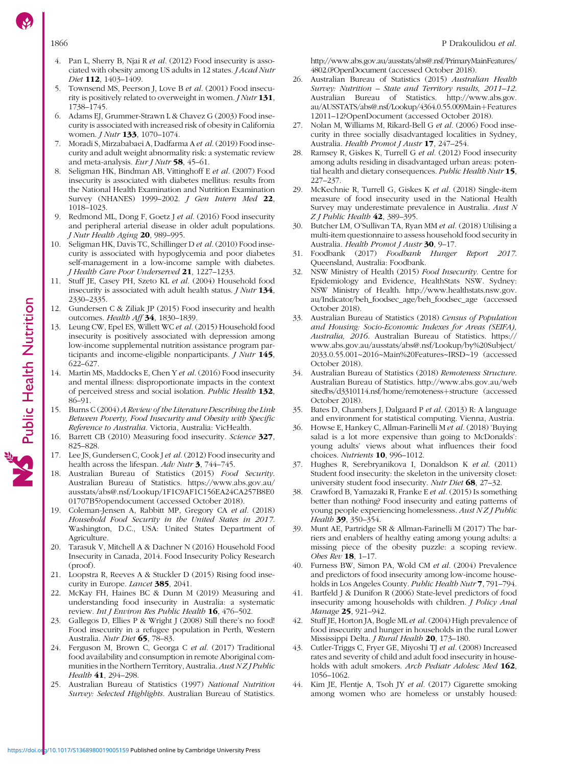4. Pan L, Sherry B, Njai R *et al.* (2012) Food insecurity is associated with obesity among US adults in 12 states. *J Acad Nutr Diet* **112**, 1403–1409.
5. Townsend MS, Peerson J, Love B *et al.* (2001) Food insecurity is positively related to overweight in women. *J Nutr* **131**, 1738–1745.
6. Adams EJ, Grummer-Strawn L & Chavez G (2003) Food insecurity is associated with increased risk of obesity in California women. *J Nutr* **133**, 1070–1074.
7. Moradi S, Mirzababaei A, Dadfarma A *et al.* (2019) Food insecurity and adult weight abnormality risk: a systematic review and meta-analysis. *Eur J Nutr* **58**, 45–61.
8. Seligman HK, Bindman AB, Vittinghoff E *et al.* (2007) Food insecurity is associated with diabetes mellitus: results from the National Health Examination and Nutrition Examination Survey (NHANES) 1999–2002. *J Gen Intern Med* **22**, 1018–1023.
9. Redmond ML, Dong F, Goetz J *et al.* (2016) Food insecurity and peripheral arterial disease in older adult populations. *J Nutr Health Aging* **20**, 989–995.
10. Seligman HK, Davis TC, Schillinger D *et al.* (2010) Food insecurity is associated with hypoglycemia and poor diabetes self-management in a low-income sample with diabetes. *J Health Care Poor Underserved* **21**, 1227–1233.
11. Stuff JE, Casey PH, Szeto KL *et al.* (2004) Household food insecurity is associated with adult health status. *J Nutr* **134**, 2330–2335.
12. Gundersen C & Ziliak JP (2015) Food insecurity and health outcomes. *Health Aff* **34**, 1830–1839.
13. Leung CW, Epel ES, Willett WC *et al.* (2015) Household food insecurity is positively associated with depression among low-income supplemental nutrition assistance program participants and income-eligible nonparticipants. *J Nutr* **145**, 622–627.
14. Martin MS, Maddocks E, Chen Y *et al.* (2016) Food insecurity and mental illness: disproportionate impacts in the context of perceived stress and social isolation. *Public Health* **132**, 86–91.
15. Burns C (2004) *A Review of the Literature Describing the Link Between Poverty, Food Insecurity and Obesity with Specific Reference to Australia*. Victoria, Australia: VicHealth.
16. Barrett CB (2010) Measuring food insecurity. *Science* **327**, 825–828.
17. Lee JS, Gundersen C, Cook J *et al.* (2012) Food insecurity and health across the lifespan. *Adv Nutr* **3**, 744–745.
18. Australian Bureau of Statistics (2015) *Food Security*. Australian Bureau of Statistics. https://www.abs.gov.au/ausstats/abs@.nsf/Lookup/1F1C9AF1C156EA24CA257B8E001707B5?opendocument (accessed October 2018).
19. Coleman-Jensen A, Rabbitt MP, Gregory CA *et al.* (2018) *Household Food Security in the United States in 2017*. Washington, D.C., USA: United States Department of Agriculture.
20. Tarasuk V, Mitchell A & Dachner N (2016) Household Food Insecurity in Canada, 2014. Food Insecurity Policy Research (proof).
21. Loopstra R, Reeves A & Stuckler D (2015) Rising food insecurity in Europe. *Lancet* **385**, 2041.
22. McKay FH, Haines BC & Dunn M (2019) Measuring and understanding food insecurity in Australia: a systematic review. *Int J Environ Res Public Health* **16**, 476–502.
23. Gallegos D, Ellies P & Wright J (2008) Still there's no food! Food insecurity in a refugee population in Perth, Western Australia. *Nutr Diet* **65**, 78–83.
24. Ferguson M, Brown C, Georga C *et al.* (2017) Traditional food availability and consumption in remote Aboriginal communities in the Northern Territory, Australia. *Aust N Z J Public Health* **41**, 294–298.
25. Australian Bureau of Statistics (1997) *National Nutrition Survey: Selected Highlights*. Australian Bureau of Statistics. http://www.abs.gov.au/ausstats/abs@.nsf/PrimaryMainFeatures/4802.0?OpenDocument (accessed October 2018).
26. Australian Bureau of Statistics (2015) *Australian Health Survey: Nutrition – State and Territory results, 2011–12*. Australian Bureau of Statistics. http://www.abs.gov.au/AUSSTATS/abs@.nsf/Lookup/4364.0.55.009Main+Features12011–12?OpenDocument (accessed October 2018).
27. Nolan M, Williams M, Rikard-Bell G *et al.* (2006) Food insecurity in three socially disadvantaged localities in Sydney, Australia. *Health Promot J Austr* **17**, 247–254.
28. Ramsey R, Giskes K, Turrell G *et al.* (2012) Food insecurity among adults residing in disadvantaged urban areas: potential health and dietary consequences. *Public Health Nutr* **15**, 227–237.
29. McKechnie R, Turrell G, Giskes K *et al.* (2018) Single-item measure of food insecurity used in the National Health Survey may underestimate prevalence in Australia. *Aust N Z J Public Health* **42**, 389–395.
30. Butcher LM, O'Sullivan TA, Ryan MM *et al.* (2018) Utilising a multi-item questionnaire to assess household food security in Australia. *Health Promot J Austr* **30**, 9–17.
31. Foodbank (2017) *Foodbank Hunger Report 2017*. Queensland, Australia: Foodbank.
32. NSW Ministry of Health (2015) *Food Insecurity*. Centre for Epidemiology and Evidence, HealthStats NSW. Sydney: NSW Ministry of Health. http://www.healthstats.nsw.gov.au/Indicator/beh_foodsec_age/beh_foodsec_age (accessed October 2018).
33. Australian Bureau of Statistics (2018) *Census of Population and Housing: Socio-Economic Indexes for Areas (SEIFA), Australia, 2016*. Australian Bureau of Statistics. https://www.abs.gov.au/ausstats/abs@.nsf/Lookup/by%20Subject/2033.0.55.001~2016~Main%20Features~IRSD~19 (accessed October 2018).
34. Australian Bureau of Statistics (2018) *Remoteness Structure*. Australian Bureau of Statistics. http://www.abs.gov.au/websitedbs/d3310114.nsf/home/remoteness+structure (accessed October 2018).
35. Bates D, Chambers J, Dalgaard P *et al.* (2013) R: A language and environment for statistical computing. Vienna, Austria.
36. Howse E, Hankey C, Allman-Farinelli M *et al.* (2018) 'Buying salad is a lot more expensive than going to McDonalds': young adults' views about what influences their food choices. *Nutrients* **10**, 996–1012.
37. Hughes R, Serebryanikova I, Donaldson K *et al.* (2011) Student food insecurity: the skeleton in the university closet: university student food insecurity. *Nutr Diet* **68**, 27–32.
38. Crawford B, Yamazaki R, Franke E *et al.* (2015) Is something better than nothing? Food insecurity and eating patterns of young people experiencing homelessness. *Aust N Z J Public Health* **39**, 350–354.
39. Munt AE, Partridge SR & Allman-Farinelli M (2017) The barriers and enablers of healthy eating among young adults: a missing piece of the obesity puzzle: a scoping review. *Obes Rev* **18**, 1–17.
40. Furness BW, Simon PA, Wold CM *et al.* (2004) Prevalence and predictors of food insecurity among low-income households in Los Angeles County. *Public Health Nutr* **7**, 791–794.
41. Bartfeld J & Dunifon R (2006) State-level predictors of food insecurity among households with children. *J Policy Anal Manage* **25**, 921–942.
42. Stuff JE, Horton JA, Bogle ML *et al.* (2004) High prevalence of food insecurity and hunger in households in the rural Lower Mississippi Delta. *J Rural Health* **20**, 173–180.
43. Cutler-Triggs C, Fryer GE, Miyoshi TJ *et al.* (2008) Increased rates and severity of child and adult food insecurity in households with adult smokers. *Arch Pediatr Adolesc Med* **162**, 1056–1062.
44. Kim JE, Flentje A, Tsoh JY *et al.* (2017) Cigarette smoking among women who are homeless or unstably housed: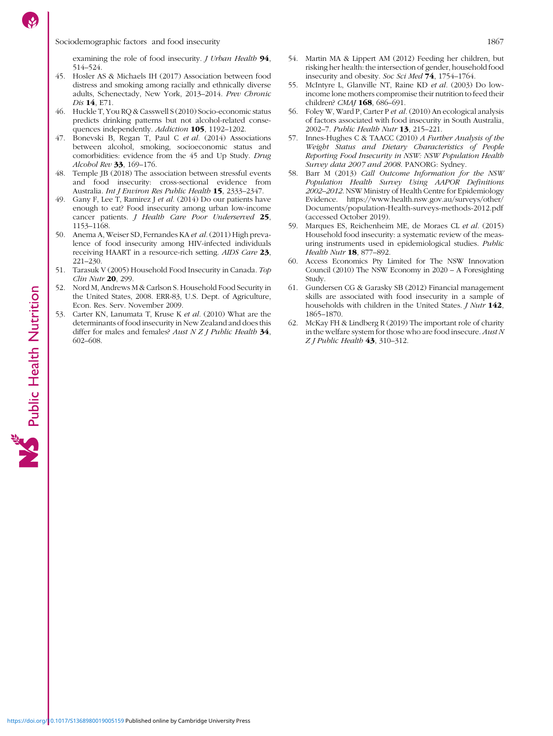examining the role of food insecurity. *J Urban Health* **94**, 514–524.

45. Hosler AS & Michaels IH (2017) Association between food distress and smoking among racially and ethnically diverse adults, Schenectady, New York, 2013–2014. *Prev Chronic Dis* **14**, E71.
46. Huckle T, You RQ & Casswell S (2010) Socio-economic status predicts drinking patterns but not alcohol-related consequences independently. *Addiction* **105**, 1192–1202.
47. Bonevski B, Regan T, Paul C *et al.* (2014) Associations between alcohol, smoking, socioeconomic status and comorbidities: evidence from the 45 and Up Study. *Drug Alcohol Rev* **33**, 169–176.
48. Temple JB (2018) The association between stressful events and food insecurity: cross-sectional evidence from Australia. *Int J Environ Res Public Health* **15**, 2333–2347.
49. Gany F, Lee T, Ramirez J *et al.* (2014) Do our patients have enough to eat? Food insecurity among urban low-income cancer patients. *J Health Care Poor Underserved* **25**, 1153–1168.
50. Anema A, Weiser SD, Fernandes KA *et al.* (2011) High prevalence of food insecurity among HIV-infected individuals receiving HAART in a resource-rich setting. *AIDS Care* **23**, 221–230.
51. Tarasuk V (2005) Household Food Insecurity in Canada. *Top Clin Nutr* **20**, 299.
52. Nord M, Andrews M & Carlson S. Household Food Security in the United States, 2008. ERR-83, U.S. Dept. of Agriculture, Econ. Res. Serv. November 2009.
53. Carter KN, Lanumata T, Kruse K *et al.* (2010) What are the determinants of food insecurity in New Zealand and does this differ for males and females? *Aust N Z J Public Health* **34**, 602–608.
54. Martin MA & Lippert AM (2012) Feeding her children, but risking her health: the intersection of gender, household food insecurity and obesity. *Soc Sci Med* **74**, 1754–1764.
55. McIntyre L, Glanville NT, Raine KD *et al.* (2003) Do low-income lone mothers compromise their nutrition to feed their children? *CMAJ* **168**, 686–691.
56. Foley W, Ward P, Carter P *et al.* (2010) An ecological analysis of factors associated with food insecurity in South Australia, 2002–7. *Public Health Nutr* **13**, 215–221.
57. Innes-Hughes C & TAACC (2010) *A Further Analysis of the Weight Status and Dietary Characteristics of People Reporting Food Insecurity in NSW: NSW Population Health Survey data 2007 and 2008.* PANORG: Sydney.
58. Barr M (2013) *Call Outcome Information for the NSW Population Health Survey Using AAPOR Definitions 2002–2012.* NSW Ministry of Health Centre for Epidemiology Evidence. https://www.health.nsw.gov.au/surveys/other/Documents/population-Health-surveys-methods-2012.pdf (accessed October 2019).
59. Marques ES, Reichenheim ME, de Moraes CL *et al.* (2015) Household food insecurity: a systematic review of the measuring instruments used in epidemiological studies. *Public Health Nutr* **18**, 877–892.
60. Access Economics Pty Limited for The NSW Innovation Council (2010) The NSW Economy in 2020 – A Foresighting Study.
61. Gundersen CG & Garasky SB (2012) Financial management skills are associated with food insecurity in a sample of households with children in the United States. *J Nutr* **142**, 1865–1870.
62. McKay FH & Lindberg R (2019) The important role of charity in the welfare system for those who are food insecure. *Aust N Z J Public Health* **43**, 310–312.